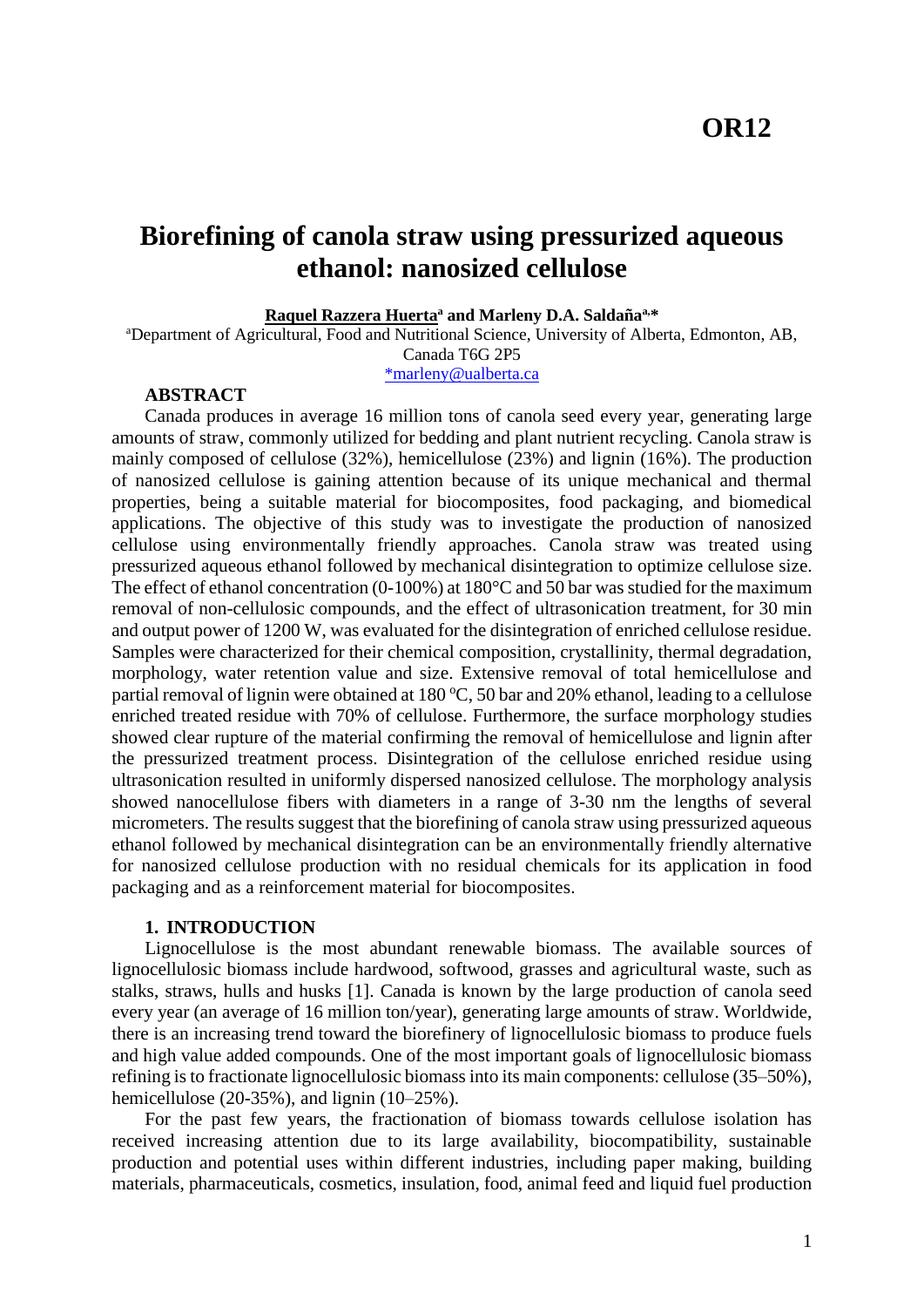# OR12

# Biorefining of canola straw using pressurized aqueous ethanol: nanosized cellulose

**Raquel Razzera Huerta[a] and Marleny D.A. Saldaña[a,*]**

[a]Department of Agricultural, Food and Nutritional Science, University of Alberta, Edmonton, AB, Canada T6G 2P5

*marleny@ualberta.ca

## ABSTRACT

Canada produces in average 16 million tons of canola seed every year, generating large amounts of straw, commonly utilized for bedding and plant nutrient recycling. Canola straw is mainly composed of cellulose (32%), hemicellulose (23%) and lignin (16%). The production of nanosized cellulose is gaining attention because of its unique mechanical and thermal properties, being a suitable material for biocomposites, food packaging, and biomedical applications. The objective of this study was to investigate the production of nanosized cellulose using environmentally friendly approaches. Canola straw was treated using pressurized aqueous ethanol followed by mechanical disintegration to optimize cellulose size. The effect of ethanol concentration (0-100%) at 180°C and 50 bar was studied for the maximum removal of non-cellulosic compounds, and the effect of ultrasonication treatment, for 30 min and output power of 1200 W, was evaluated for the disintegration of enriched cellulose residue. Samples were characterized for their chemical composition, crystallinity, thermal degradation, morphology, water retention value and size. Extensive removal of total hemicellulose and partial removal of lignin were obtained at 180 °C, 50 bar and 20% ethanol, leading to a cellulose enriched treated residue with 70% of cellulose. Furthermore, the surface morphology studies showed clear rupture of the material confirming the removal of hemicellulose and lignin after the pressurized treatment process. Disintegration of the cellulose enriched residue using ultrasonication resulted in uniformly dispersed nanosized cellulose. The morphology analysis showed nanocellulose fibers with diameters in a range of 3-30 nm the lengths of several micrometers. The results suggest that the biorefining of canola straw using pressurized aqueous ethanol followed by mechanical disintegration can be an environmentally friendly alternative for nanosized cellulose production with no residual chemicals for its application in food packaging and as a reinforcement material for biocomposites.

## 1. INTRODUCTION

Lignocellulose is the most abundant renewable biomass. The available sources of lignocellulosic biomass include hardwood, softwood, grasses and agricultural waste, such as stalks, straws, hulls and husks [1]. Canada is known by the large production of canola seed every year (an average of 16 million ton/year), generating large amounts of straw. Worldwide, there is an increasing trend toward the biorefinery of lignocellulosic biomass to produce fuels and high value added compounds. One of the most important goals of lignocellulosic biomass refining is to fractionate lignocellulosic biomass into its main components: cellulose (35–50%), hemicellulose (20-35%), and lignin (10–25%).

For the past few years, the fractionation of biomass towards cellulose isolation has received increasing attention due to its large availability, biocompatibility, sustainable production and potential uses within different industries, including paper making, building materials, pharmaceuticals, cosmetics, insulation, food, animal feed and liquid fuel production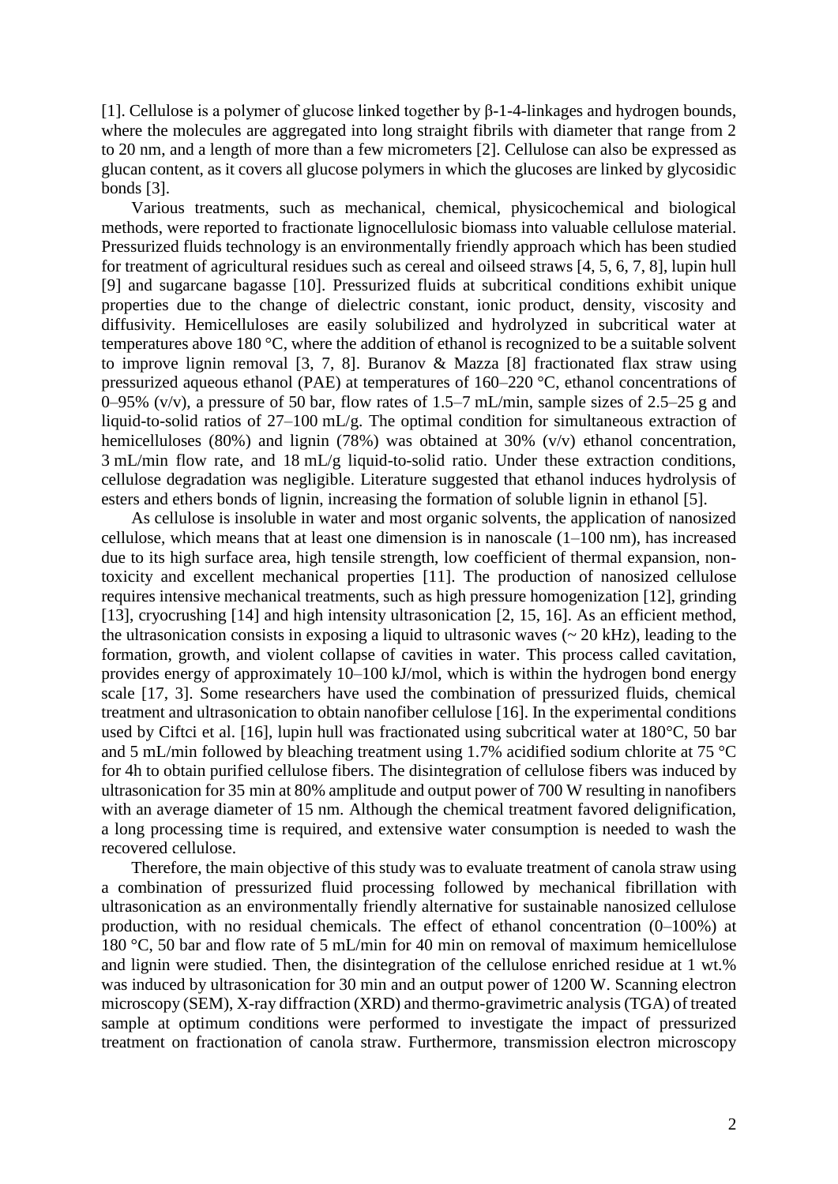[1]. Cellulose is a polymer of glucose linked together by β-1-4-linkages and hydrogen bounds, where the molecules are aggregated into long straight fibrils with diameter that range from 2 to 20 nm, and a length of more than a few micrometers [2]. Cellulose can also be expressed as glucan content, as it covers all glucose polymers in which the glucoses are linked by glycosidic bonds [3].

Various treatments, such as mechanical, chemical, physicochemical and biological methods, were reported to fractionate lignocellulosic biomass into valuable cellulose material. Pressurized fluids technology is an environmentally friendly approach which has been studied for treatment of agricultural residues such as cereal and oilseed straws [4, 5, 6, 7, 8], lupin hull [9] and sugarcane bagasse [10]. Pressurized fluids at subcritical conditions exhibit unique properties due to the change of dielectric constant, ionic product, density, viscosity and diffusivity. Hemicelluloses are easily solubilized and hydrolyzed in subcritical water at temperatures above 180 °C, where the addition of ethanol is recognized to be a suitable solvent to improve lignin removal [3, 7, 8]. Buranov & Mazza [8] fractionated flax straw using pressurized aqueous ethanol (PAE) at temperatures of 160–220 °C, ethanol concentrations of 0–95% (v/v), a pressure of 50 bar, flow rates of 1.5–7 mL/min, sample sizes of 2.5–25 g and liquid-to-solid ratios of 27–100 mL/g. The optimal condition for simultaneous extraction of hemicelluloses (80%) and lignin (78%) was obtained at 30% (v/v) ethanol concentration, 3 mL/min flow rate, and 18 mL/g liquid-to-solid ratio. Under these extraction conditions, cellulose degradation was negligible. Literature suggested that ethanol induces hydrolysis of esters and ethers bonds of lignin, increasing the formation of soluble lignin in ethanol [5].

As cellulose is insoluble in water and most organic solvents, the application of nanosized cellulose, which means that at least one dimension is in nanoscale (1–100 nm), has increased due to its high surface area, high tensile strength, low coefficient of thermal expansion, non-toxicity and excellent mechanical properties [11]. The production of nanosized cellulose requires intensive mechanical treatments, such as high pressure homogenization [12], grinding [13], cryocrushing [14] and high intensity ultrasonication [2, 15, 16]. As an efficient method, the ultrasonication consists in exposing a liquid to ultrasonic waves (~ 20 kHz), leading to the formation, growth, and violent collapse of cavities in water. This process called cavitation, provides energy of approximately 10–100 kJ/mol, which is within the hydrogen bond energy scale [17, 3]. Some researchers have used the combination of pressurized fluids, chemical treatment and ultrasonication to obtain nanofiber cellulose [16]. In the experimental conditions used by Ciftci et al. [16], lupin hull was fractionated using subcritical water at 180°C, 50 bar and 5 mL/min followed by bleaching treatment using 1.7% acidified sodium chlorite at 75 °C for 4h to obtain purified cellulose fibers. The disintegration of cellulose fibers was induced by ultrasonication for 35 min at 80% amplitude and output power of 700 W resulting in nanofibers with an average diameter of 15 nm. Although the chemical treatment favored delignification, a long processing time is required, and extensive water consumption is needed to wash the recovered cellulose.

Therefore, the main objective of this study was to evaluate treatment of canola straw using a combination of pressurized fluid processing followed by mechanical fibrillation with ultrasonication as an environmentally friendly alternative for sustainable nanosized cellulose production, with no residual chemicals. The effect of ethanol concentration (0–100%) at 180 °C, 50 bar and flow rate of 5 mL/min for 40 min on removal of maximum hemicellulose and lignin were studied. Then, the disintegration of the cellulose enriched residue at 1 wt.% was induced by ultrasonication for 30 min and an output power of 1200 W. Scanning electron microscopy (SEM), X-ray diffraction (XRD) and thermo-gravimetric analysis (TGA) of treated sample at optimum conditions were performed to investigate the impact of pressurized treatment on fractionation of canola straw. Furthermore, transmission electron microscopy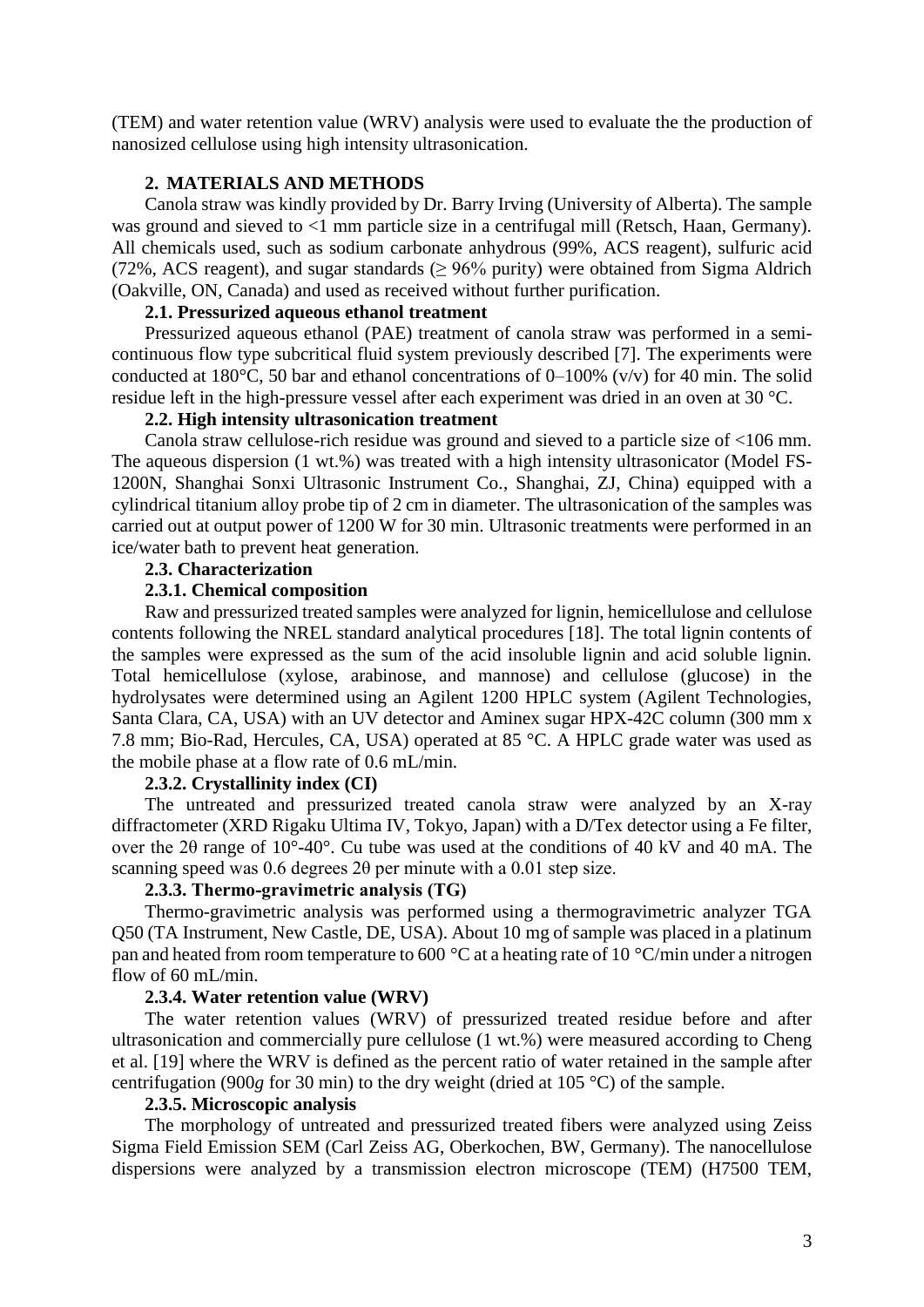(TEM) and water retention value (WRV) analysis were used to evaluate the the production of nanosized cellulose using high intensity ultrasonication.

## 2. MATERIALS AND METHODS

Canola straw was kindly provided by Dr. Barry Irving (University of Alberta). The sample was ground and sieved to <1 mm particle size in a centrifugal mill (Retsch, Haan, Germany). All chemicals used, such as sodium carbonate anhydrous (99%, ACS reagent), sulfuric acid (72%, ACS reagent), and sugar standards (≥ 96% purity) were obtained from Sigma Aldrich (Oakville, ON, Canada) and used as received without further purification.

### 2.1. Pressurized aqueous ethanol treatment

Pressurized aqueous ethanol (PAE) treatment of canola straw was performed in a semi-continuous flow type subcritical fluid system previously described [7]. The experiments were conducted at 180°C, 50 bar and ethanol concentrations of 0–100% (v/v) for 40 min. The solid residue left in the high-pressure vessel after each experiment was dried in an oven at 30 °C.

### 2.2. High intensity ultrasonication treatment

Canola straw cellulose-rich residue was ground and sieved to a particle size of <106 mm. The aqueous dispersion (1 wt.%) was treated with a high intensity ultrasonicator (Model FS-1200N, Shanghai Sonxi Ultrasonic Instrument Co., Shanghai, ZJ, China) equipped with a cylindrical titanium alloy probe tip of 2 cm in diameter. The ultrasonication of the samples was carried out at output power of 1200 W for 30 min. Ultrasonic treatments were performed in an ice/water bath to prevent heat generation.

### 2.3. Characterization

#### 2.3.1. Chemical composition

Raw and pressurized treated samples were analyzed for lignin, hemicellulose and cellulose contents following the NREL standard analytical procedures [18]. The total lignin contents of the samples were expressed as the sum of the acid insoluble lignin and acid soluble lignin. Total hemicellulose (xylose, arabinose, and mannose) and cellulose (glucose) in the hydrolysates were determined using an Agilent 1200 HPLC system (Agilent Technologies, Santa Clara, CA, USA) with an UV detector and Aminex sugar HPX-42C column (300 mm x 7.8 mm; Bio-Rad, Hercules, CA, USA) operated at 85 °C. A HPLC grade water was used as the mobile phase at a flow rate of 0.6 mL/min.

#### 2.3.2. Crystallinity index (CI)

The untreated and pressurized treated canola straw were analyzed by an X-ray diffractometer (XRD Rigaku Ultima IV, Tokyo, Japan) with a D/Tex detector using a Fe filter, over the 2θ range of 10°-40°. Cu tube was used at the conditions of 40 kV and 40 mA. The scanning speed was 0.6 degrees 2θ per minute with a 0.01 step size.

#### 2.3.3. Thermo-gravimetric analysis (TG)

Thermo-gravimetric analysis was performed using a thermogravimetric analyzer TGA Q50 (TA Instrument, New Castle, DE, USA). About 10 mg of sample was placed in a platinum pan and heated from room temperature to 600 °C at a heating rate of 10 °C/min under a nitrogen flow of 60 mL/min.

#### 2.3.4. Water retention value (WRV)

The water retention values (WRV) of pressurized treated residue before and after ultrasonication and commercially pure cellulose (1 wt.%) were measured according to Cheng et al. [19] where the WRV is defined as the percent ratio of water retained in the sample after centrifugation (900*g* for 30 min) to the dry weight (dried at 105 °C) of the sample.

#### 2.3.5. Microscopic analysis

The morphology of untreated and pressurized treated fibers were analyzed using Zeiss Sigma Field Emission SEM (Carl Zeiss AG, Oberkochen, BW, Germany). The nanocellulose dispersions were analyzed by a transmission electron microscope (TEM) (H7500 TEM,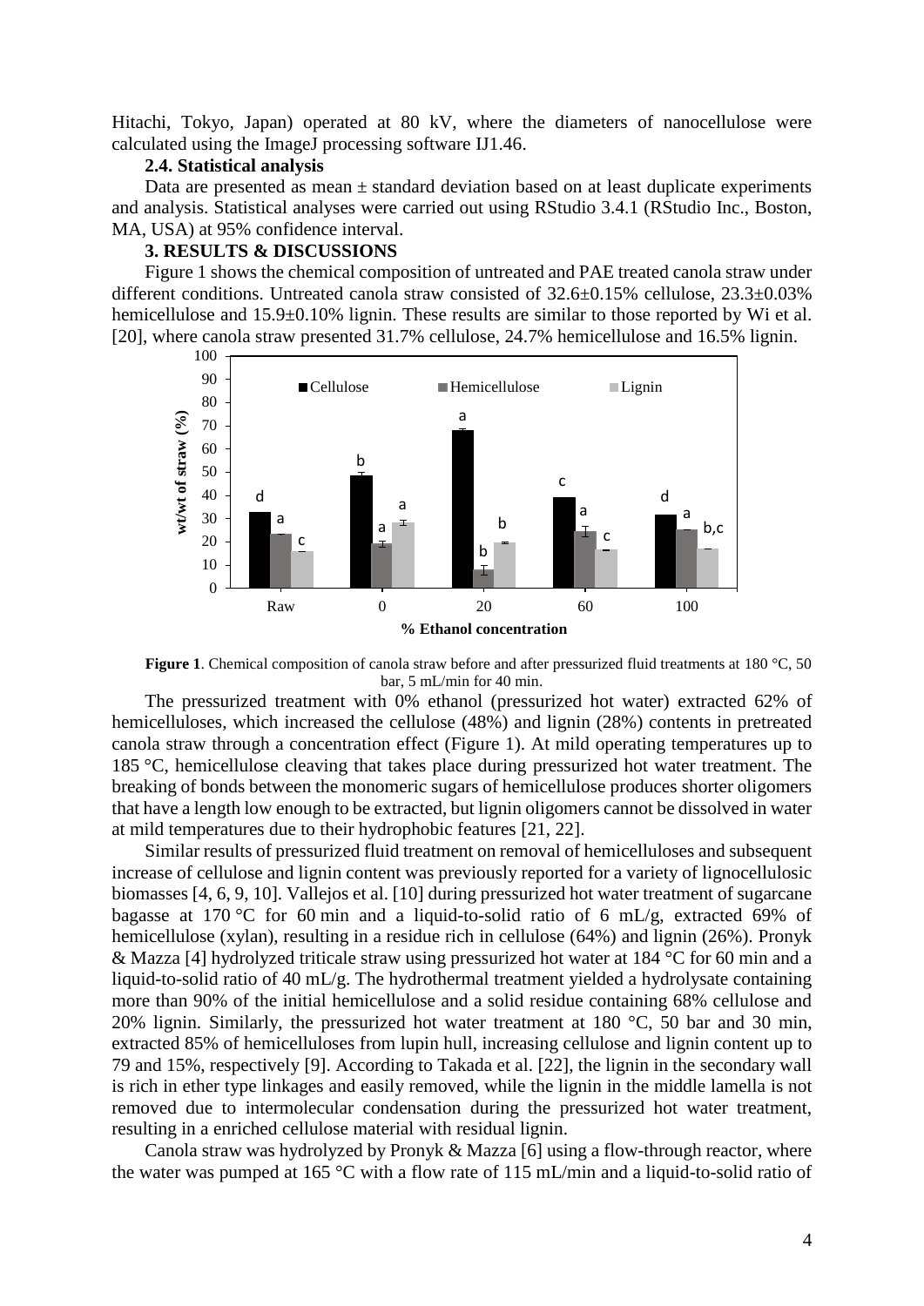Hitachi, Tokyo, Japan) operated at 80 kV, where the diameters of nanocellulose were calculated using the ImageJ processing software IJ1.46.

### 2.4. Statistical analysis

Data are presented as mean ± standard deviation based on at least duplicate experiments and analysis. Statistical analyses were carried out using RStudio 3.4.1 (RStudio Inc., Boston, MA, USA) at 95% confidence interval.

## 3. RESULTS & DISCUSSIONS

Figure 1 shows the chemical composition of untreated and PAE treated canola straw under different conditions. Untreated canola straw consisted of 32.6±0.15% cellulose, 23.3±0.03% hemicellulose and 15.9±0.10% lignin. These results are similar to those reported by Wi et al. [20], where canola straw presented 31.7% cellulose, 24.7% hemicellulose and 16.5% lignin.

**Figure 1**. Chemical composition of canola straw before and after pressurized fluid treatments at 180 °C, 50 bar, 5 mL/min for 40 min.

The pressurized treatment with 0% ethanol (pressurized hot water) extracted 62% of hemicelluloses, which increased the cellulose (48%) and lignin (28%) contents in pretreated canola straw through a concentration effect (Figure 1). At mild operating temperatures up to 185 °C, hemicellulose cleaving that takes place during pressurized hot water treatment. The breaking of bonds between the monomeric sugars of hemicellulose produces shorter oligomers that have a length low enough to be extracted, but lignin oligomers cannot be dissolved in water at mild temperatures due to their hydrophobic features [21, 22].

Similar results of pressurized fluid treatment on removal of hemicelluloses and subsequent increase of cellulose and lignin content was previously reported for a variety of lignocellulosic biomasses [4, 6, 9, 10]. Vallejos et al. [10] during pressurized hot water treatment of sugarcane bagasse at 170 °C for 60 min and a liquid-to-solid ratio of 6 mL/g, extracted 69% of hemicellulose (xylan), resulting in a residue rich in cellulose (64%) and lignin (26%). Pronyk & Mazza [4] hydrolyzed triticale straw using pressurized hot water at 184 °C for 60 min and a liquid-to-solid ratio of 40 mL/g. The hydrothermal treatment yielded a hydrolysate containing more than 90% of the initial hemicellulose and a solid residue containing 68% cellulose and 20% lignin. Similarly, the pressurized hot water treatment at 180 °C, 50 bar and 30 min, extracted 85% of hemicelluloses from lupin hull, increasing cellulose and lignin content up to 79 and 15%, respectively [9]. According to Takada et al. [22], the lignin in the secondary wall is rich in ether type linkages and easily removed, while the lignin in the middle lamella is not removed due to intermolecular condensation during the pressurized hot water treatment, resulting in a enriched cellulose material with residual lignin.

Canola straw was hydrolyzed by Pronyk & Mazza [6] using a flow-through reactor, where the water was pumped at 165 °C with a flow rate of 115 mL/min and a liquid-to-solid ratio of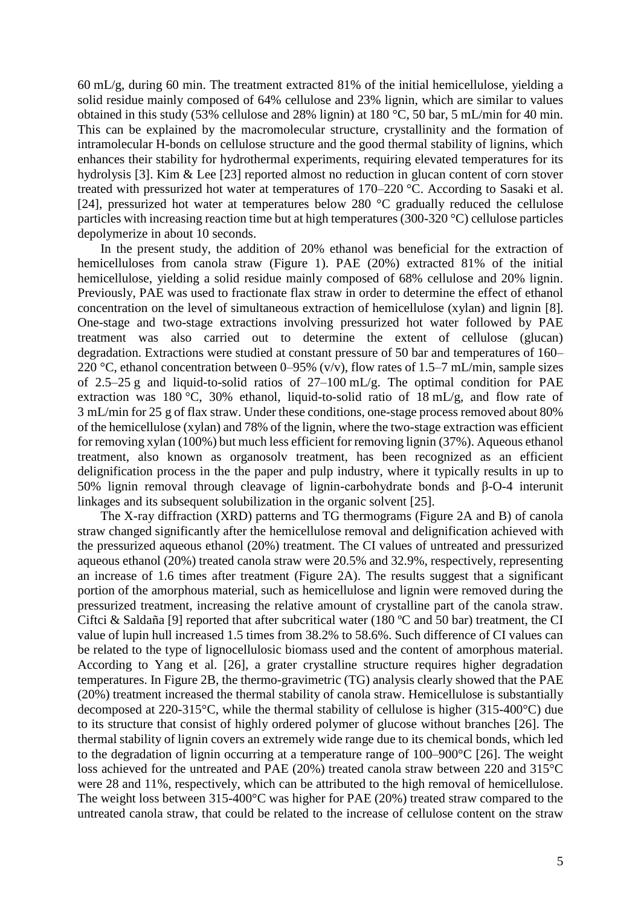60 mL/g, during 60 min. The treatment extracted 81% of the initial hemicellulose, yielding a solid residue mainly composed of 64% cellulose and 23% lignin, which are similar to values obtained in this study (53% cellulose and 28% lignin) at 180 °C, 50 bar, 5 mL/min for 40 min. This can be explained by the macromolecular structure, crystallinity and the formation of intramolecular H-bonds on cellulose structure and the good thermal stability of lignins, which enhances their stability for hydrothermal experiments, requiring elevated temperatures for its hydrolysis [3]. Kim & Lee [23] reported almost no reduction in glucan content of corn stover treated with pressurized hot water at temperatures of 170–220 °C. According to Sasaki et al. [24], pressurized hot water at temperatures below 280 °C gradually reduced the cellulose particles with increasing reaction time but at high temperatures (300-320 °C) cellulose particles depolymerize in about 10 seconds.

In the present study, the addition of 20% ethanol was beneficial for the extraction of hemicelluloses from canola straw (Figure 1). PAE (20%) extracted 81% of the initial hemicellulose, yielding a solid residue mainly composed of 68% cellulose and 20% lignin. Previously, PAE was used to fractionate flax straw in order to determine the effect of ethanol concentration on the level of simultaneous extraction of hemicellulose (xylan) and lignin [8]. One-stage and two-stage extractions involving pressurized hot water followed by PAE treatment was also carried out to determine the extent of cellulose (glucan) degradation. Extractions were studied at constant pressure of 50 bar and temperatures of 160–220 °C, ethanol concentration between 0–95% (v/v), flow rates of 1.5–7 mL/min, sample sizes of 2.5–25 g and liquid-to-solid ratios of 27–100 mL/g. The optimal condition for PAE extraction was 180 °C, 30% ethanol, liquid-to-solid ratio of 18 mL/g, and flow rate of 3 mL/min for 25 g of flax straw. Under these conditions, one-stage process removed about 80% of the hemicellulose (xylan) and 78% of the lignin, where the two-stage extraction was efficient for removing xylan (100%) but much less efficient for removing lignin (37%). Aqueous ethanol treatment, also known as organosolv treatment, has been recognized as an efficient delignification process in the the paper and pulp industry, where it typically results in up to 50% lignin removal through cleavage of lignin-carbohydrate bonds and β-O-4 interunit linkages and its subsequent solubilization in the organic solvent [25].

The X-ray diffraction (XRD) patterns and TG thermograms (Figure 2A and B) of canola straw changed significantly after the hemicellulose removal and delignification achieved with the pressurized aqueous ethanol (20%) treatment. The CI values of untreated and pressurized aqueous ethanol (20%) treated canola straw were 20.5% and 32.9%, respectively, representing an increase of 1.6 times after treatment (Figure 2A). The results suggest that a significant portion of the amorphous material, such as hemicellulose and lignin were removed during the pressurized treatment, increasing the relative amount of crystalline part of the canola straw. Ciftci & Saldaña [9] reported that after subcritical water (180 ºC and 50 bar) treatment, the CI value of lupin hull increased 1.5 times from 38.2% to 58.6%. Such difference of CI values can be related to the type of lignocellulosic biomass used and the content of amorphous material. According to Yang et al. [26], a grater crystalline structure requires higher degradation temperatures. In Figure 2B, the thermo-gravimetric (TG) analysis clearly showed that the PAE (20%) treatment increased the thermal stability of canola straw. Hemicellulose is substantially decomposed at 220-315°C, while the thermal stability of cellulose is higher (315-400°C) due to its structure that consist of highly ordered polymer of glucose without branches [26]. The thermal stability of lignin covers an extremely wide range due to its chemical bonds, which led to the degradation of lignin occurring at a temperature range of 100–900°C [26]. The weight loss achieved for the untreated and PAE (20%) treated canola straw between 220 and 315°C were 28 and 11%, respectively, which can be attributed to the high removal of hemicellulose. The weight loss between 315-400°C was higher for PAE (20%) treated straw compared to the untreated canola straw, that could be related to the increase of cellulose content on the straw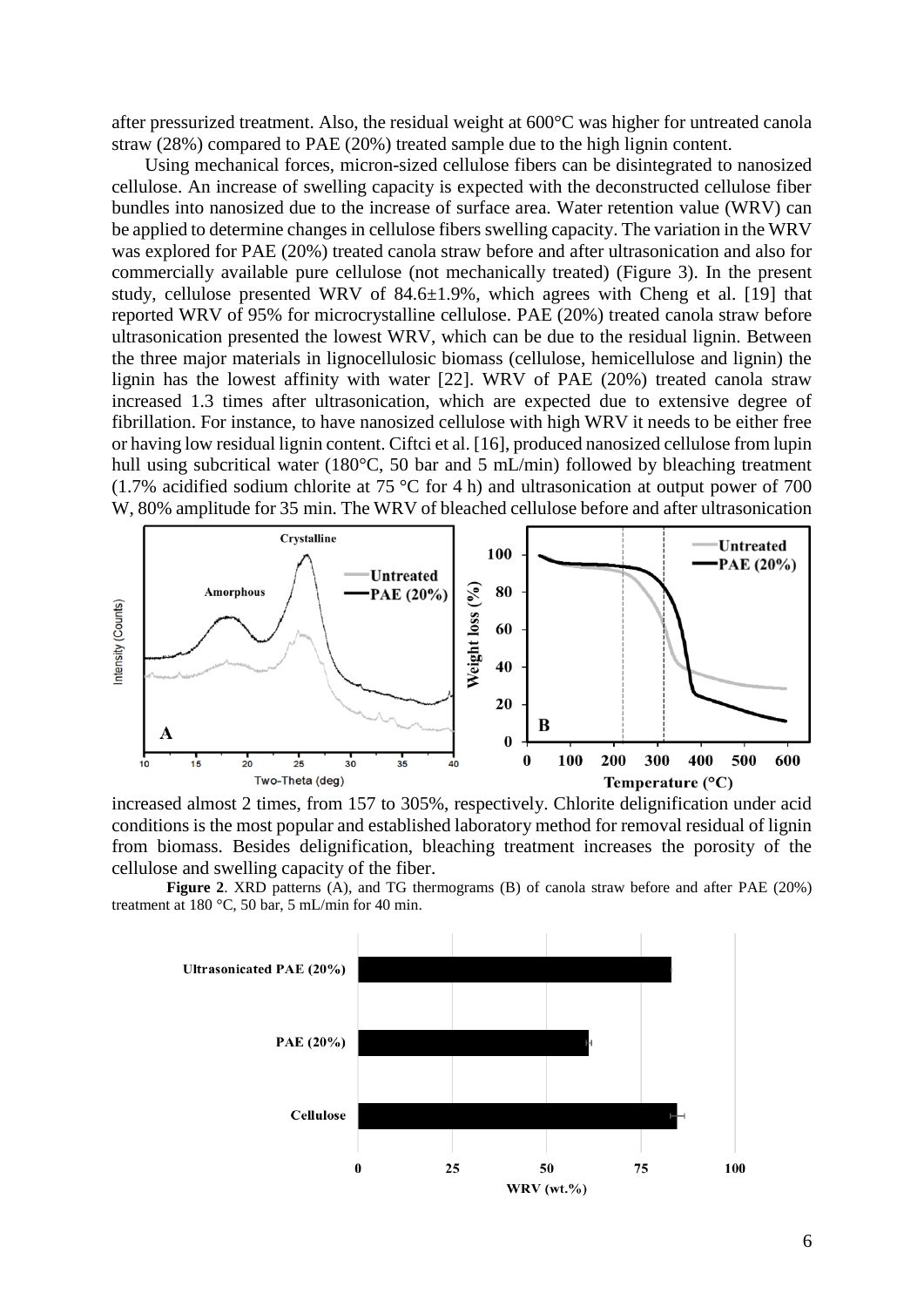after pressurized treatment. Also, the residual weight at 600°C was higher for untreated canola straw (28%) compared to PAE (20%) treated sample due to the high lignin content.

Using mechanical forces, micron-sized cellulose fibers can be disintegrated to nanosized cellulose. An increase of swelling capacity is expected with the deconstructed cellulose fiber bundles into nanosized due to the increase of surface area. Water retention value (WRV) can be applied to determine changes in cellulose fibers swelling capacity. The variation in the WRV was explored for PAE (20%) treated canola straw before and after ultrasonication and also for commercially available pure cellulose (not mechanically treated) (Figure 3). In the present study, cellulose presented WRV of 84.6±1.9%, which agrees with Cheng et al. [19] that reported WRV of 95% for microcrystalline cellulose. PAE (20%) treated canola straw before ultrasonication presented the lowest WRV, which can be due to the residual lignin. Between the three major materials in lignocellulosic biomass (cellulose, hemicellulose and lignin) the lignin has the lowest affinity with water [22]. WRV of PAE (20%) treated canola straw increased 1.3 times after ultrasonication, which are expected due to extensive degree of fibrillation. For instance, to have nanosized cellulose with high WRV it needs to be either free or having low residual lignin content. Ciftci et al. [16], produced nanosized cellulose from lupin hull using subcritical water (180°C, 50 bar and 5 mL/min) followed by bleaching treatment (1.7% acidified sodium chlorite at 75 °C for 4 h) and ultrasonication at output power of 700 W, 80% amplitude for 35 min. The WRV of bleached cellulose before and after ultrasonication increased almost 2 times, from 157 to 305%, respectively. Chlorite delignification under acid conditions is the most popular and established laboratory method for removal residual of lignin from biomass. Besides delignification, bleaching treatment increases the porosity of the cellulose and swelling capacity of the fiber.

**Figure 2**. XRD patterns (A), and TG thermograms (B) of canola straw before and after PAE (20%) treatment at 180 °C, 50 bar, 5 mL/min for 40 min.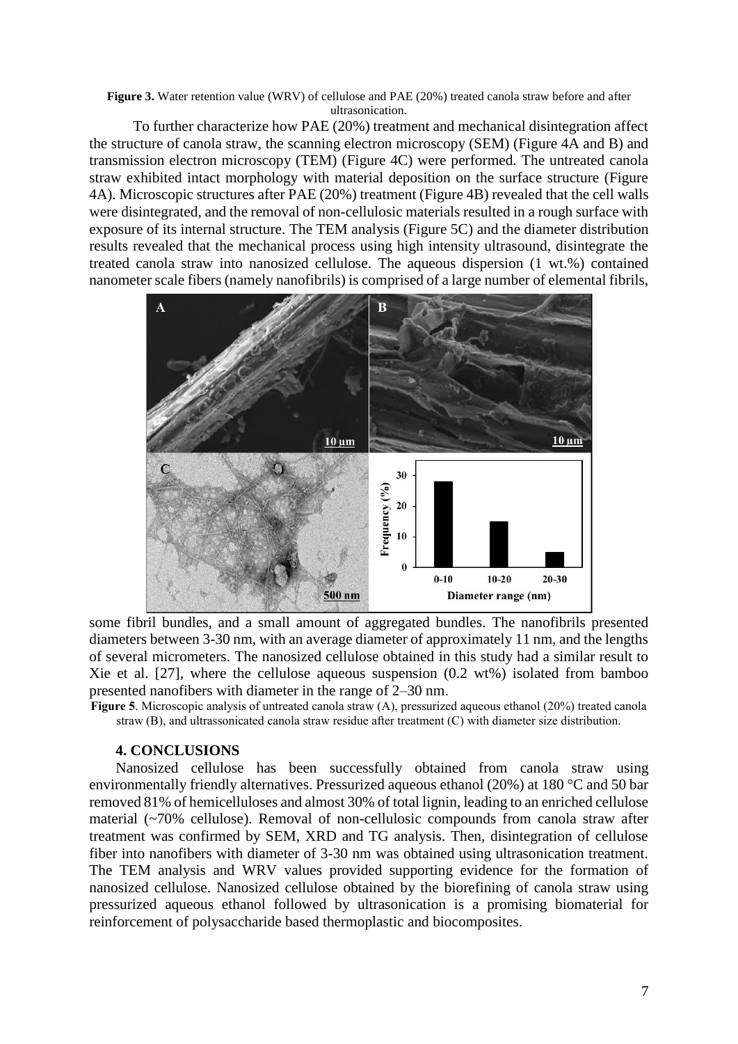**Figure 3.** Water retention value (WRV) of cellulose and PAE (20%) treated canola straw before and after ultrasonication.

To further characterize how PAE (20%) treatment and mechanical disintegration affect the structure of canola straw, the scanning electron microscopy (SEM) (Figure 4A and B) and transmission electron microscopy (TEM) (Figure 4C) were performed. The untreated canola straw exhibited intact morphology with material deposition on the surface structure (Figure 4A). Microscopic structures after PAE (20%) treatment (Figure 4B) revealed that the cell walls were disintegrated, and the removal of non-cellulosic materials resulted in a rough surface with exposure of its internal structure. The TEM analysis (Figure 5C) and the diameter distribution results revealed that the mechanical process using high intensity ultrasound, disintegrate the treated canola straw into nanosized cellulose. The aqueous dispersion (1 wt.%) contained nanometer scale fibers (namely nanofibrils) is comprised of a large number of elemental fibrils, some fibril bundles, and a small amount of aggregated bundles. The nanofibrils presented diameters between 3-30 nm, with an average diameter of approximately 11 nm, and the lengths of several micrometers. The nanosized cellulose obtained in this study had a similar result to Xie et al. [27], where the cellulose aqueous suspension (0.2 wt%) isolated from bamboo presented nanofibers with diameter in the range of 2–30 nm.

**Figure 5**. Microscopic analysis of untreated canola straw (A), pressurized aqueous ethanol (20%) treated canola straw (B), and ultrassonicated canola straw residue after treatment (C) with diameter size distribution.

## 4. CONCLUSIONS

Nanosized cellulose has been successfully obtained from canola straw using environmentally friendly alternatives. Pressurized aqueous ethanol (20%) at 180 °C and 50 bar removed 81% of hemicelluloses and almost 30% of total lignin, leading to an enriched cellulose material (~70% cellulose). Removal of non-cellulosic compounds from canola straw after treatment was confirmed by SEM, XRD and TG analysis. Then, disintegration of cellulose fiber into nanofibers with diameter of 3-30 nm was obtained using ultrasonication treatment. The TEM analysis and WRV values provided supporting evidence for the formation of nanosized cellulose. Nanosized cellulose obtained by the biorefining of canola straw using pressurized aqueous ethanol followed by ultrasonication is a promising biomaterial for reinforcement of polysaccharide based thermoplastic and biocomposites.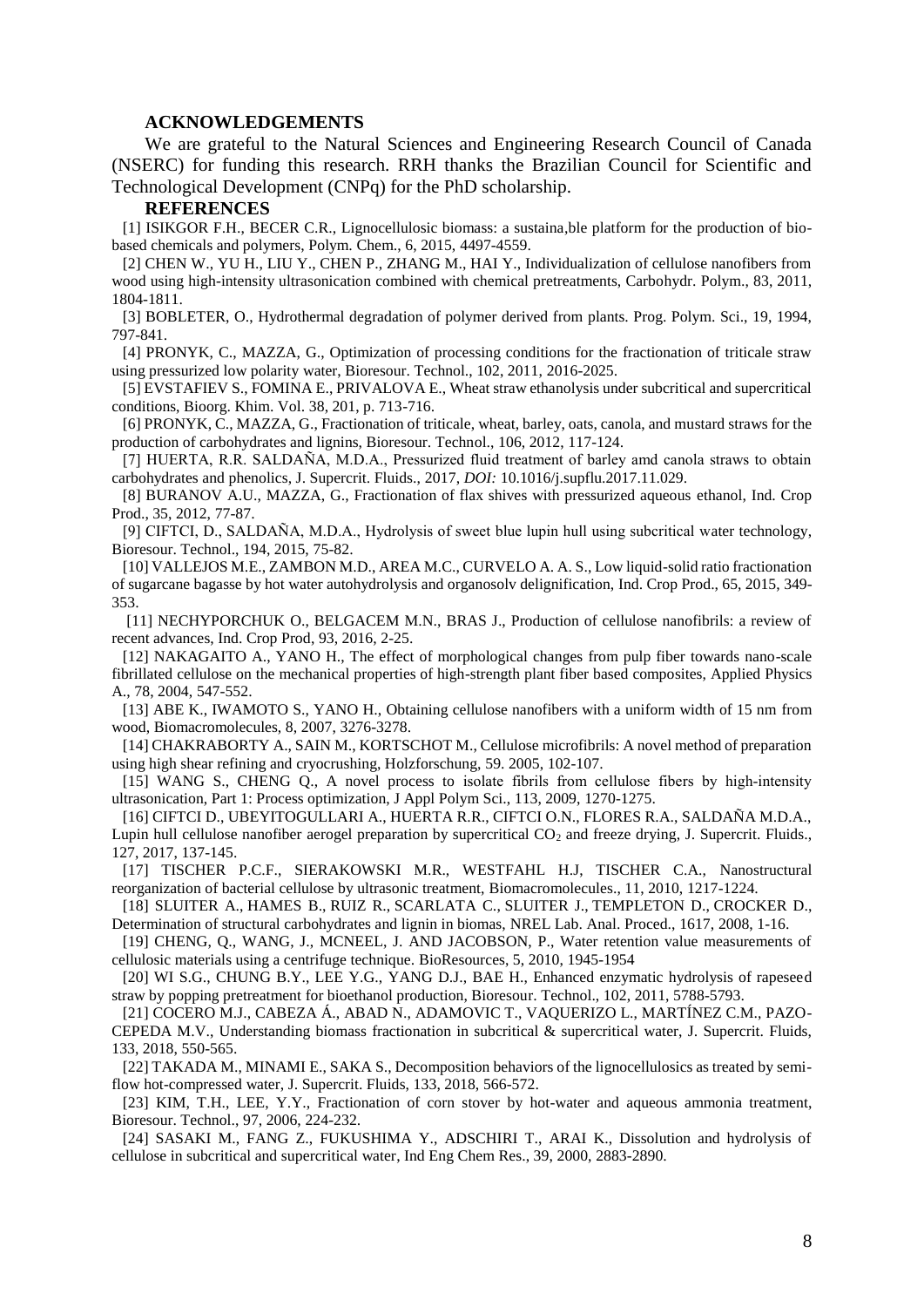## ACKNOWLEDGEMENTS

We are grateful to the Natural Sciences and Engineering Research Council of Canada (NSERC) for funding this research. RRH thanks the Brazilian Council for Scientific and Technological Development (CNPq) for the PhD scholarship.

## REFERENCES

[1] ISIKGOR F.H., BECER C.R., Lignocellulosic biomass: a sustaina,ble platform for the production of bio-based chemicals and polymers, Polym. Chem., 6, 2015, 4497-4559.

[2] CHEN W., YU H., LIU Y., CHEN P., ZHANG M., HAI Y., Individualization of cellulose nanofibers from wood using high-intensity ultrasonication combined with chemical pretreatments, Carbohydr. Polym., 83, 2011, 1804-1811.

[3] BOBLETER, O., Hydrothermal degradation of polymer derived from plants. Prog. Polym. Sci., 19, 1994, 797-841.

[4] PRONYK, C., MAZZA, G., Optimization of processing conditions for the fractionation of triticale straw using pressurized low polarity water, Bioresour. Technol., 102, 2011, 2016-2025.

[5] EVSTAFIEV S., FOMINA E., PRIVALOVA E., Wheat straw ethanolysis under subcritical and supercritical conditions, Bioorg. Khim. Vol. 38, 201, p. 713-716.

[6] PRONYK, C., MAZZA, G., Fractionation of triticale, wheat, barley, oats, canola, and mustard straws for the production of carbohydrates and lignins, Bioresour. Technol., 106, 2012, 117-124.

[7] HUERTA, R.R. SALDAÑA, M.D.A., Pressurized fluid treatment of barley amd canola straws to obtain carbohydrates and phenolics, J. Supercrit. Fluids., 2017, *DOI:* 10.1016/j.supflu.2017.11.029.

[8] BURANOV A.U., MAZZA, G., Fractionation of flax shives with pressurized aqueous ethanol, Ind. Crop Prod., 35, 2012, 77-87.

[9] CIFTCI, D., SALDAÑA, M.D.A., Hydrolysis of sweet blue lupin hull using subcritical water technology, Bioresour. Technol., 194, 2015, 75-82.

[10] VALLEJOS M.E., ZAMBON M.D., AREA M.C., CURVELO A. A. S., Low liquid-solid ratio fractionation of sugarcane bagasse by hot water autohydrolysis and organosolv delignification, Ind. Crop Prod., 65, 2015, 349-353.

[11] NECHYPORCHUK O., BELGACEM M.N., BRAS J., Production of cellulose nanofibrils: a review of recent advances, Ind. Crop Prod, 93, 2016, 2-25.

[12] NAKAGAITO A., YANO H., The effect of morphological changes from pulp fiber towards nano-scale fibrillated cellulose on the mechanical properties of high-strength plant fiber based composites, Applied Physics A., 78, 2004, 547-552.

[13] ABE K., IWAMOTO S., YANO H., Obtaining cellulose nanofibers with a uniform width of 15 nm from wood, Biomacromolecules, 8, 2007, 3276-3278.

[14] CHAKRABORTY A., SAIN M., KORTSCHOT M., Cellulose microfibrils: A novel method of preparation using high shear refining and cryocrushing, Holzforschung, 59. 2005, 102-107.

[15] WANG S., CHENG Q., A novel process to isolate fibrils from cellulose fibers by high-intensity ultrasonication, Part 1: Process optimization, J Appl Polym Sci., 113, 2009, 1270-1275.

[16] CIFTCI D., UBEYITOGULLARI A., HUERTA R.R., CIFTCI O.N., FLORES R.A., SALDAÑA M.D.A., Lupin hull cellulose nanofiber aerogel preparation by supercritical $CO_2$ and freeze drying, J. Supercrit. Fluids., 127, 2017, 137-145.

[17] TISCHER P.C.F., SIERAKOWSKI M.R., WESTFAHL H.J, TISCHER C.A., Nanostructural reorganization of bacterial cellulose by ultrasonic treatment, Biomacromolecules., 11, 2010, 1217-1224.

[18] SLUITER A., HAMES B., RUIZ R., SCARLATA C., SLUITER J., TEMPLETON D., CROCKER D., Determination of structural carbohydrates and lignin in biomas, NREL Lab. Anal. Proced., 1617, 2008, 1-16.

[19] CHENG, Q., WANG, J., MCNEEL, J. AND JACOBSON, P., Water retention value measurements of cellulosic materials using a centrifuge technique. BioResources, 5, 2010, 1945-1954

[20] WI S.G., CHUNG B.Y., LEE Y.G., YANG D.J., BAE H., Enhanced enzymatic hydrolysis of rapeseed straw by popping pretreatment for bioethanol production, Bioresour. Technol., 102, 2011, 5788-5793.

[21] COCERO M.J., CABEZA Á., ABAD N., ADAMOVIC T., VAQUERIZO L., MARTÍNEZ C.M., PAZO-CEPEDA M.V., Understanding biomass fractionation in subcritical & supercritical water, J. Supercrit. Fluids, 133, 2018, 550-565.

[22] TAKADA M., MINAMI E., SAKA S., Decomposition behaviors of the lignocellulosics as treated by semi-flow hot-compressed water, J. Supercrit. Fluids, 133, 2018, 566-572.

[23] KIM, T.H., LEE, Y.Y., Fractionation of corn stover by hot-water and aqueous ammonia treatment, Bioresour. Technol., 97, 2006, 224-232.

[24] SASAKI M., FANG Z., FUKUSHIMA Y., ADSCHIRI T., ARAI K., Dissolution and hydrolysis of cellulose in subcritical and supercritical water, Ind Eng Chem Res., 39, 2000, 2883-2890.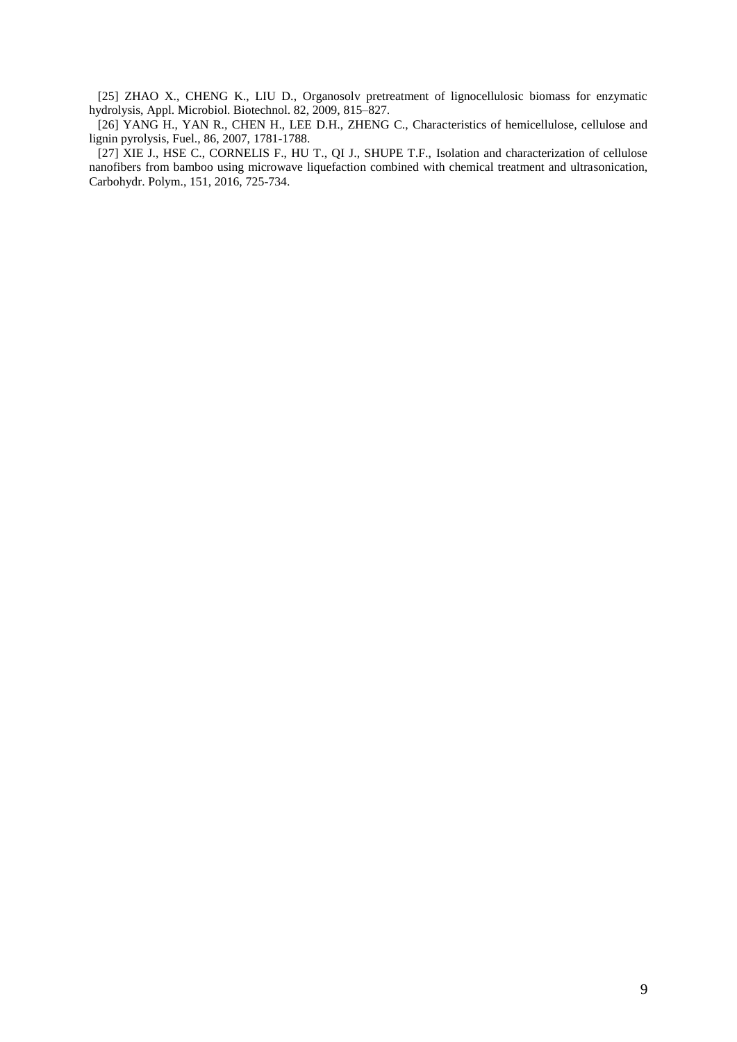[25] ZHAO X., CHENG K., LIU D., Organosolv pretreatment of lignocellulosic biomass for enzymatic hydrolysis, Appl. Microbiol. Biotechnol. 82, 2009, 815–827.

[26] YANG H., YAN R., CHEN H., LEE D.H., ZHENG C., Characteristics of hemicellulose, cellulose and lignin pyrolysis, Fuel., 86, 2007, 1781-1788.

[27] XIE J., HSE C., CORNELIS F., HU T., QI J., SHUPE T.F., Isolation and characterization of cellulose nanofibers from bamboo using microwave liquefaction combined with chemical treatment and ultrasonication, Carbohydr. Polym., 151, 2016, 725-734.